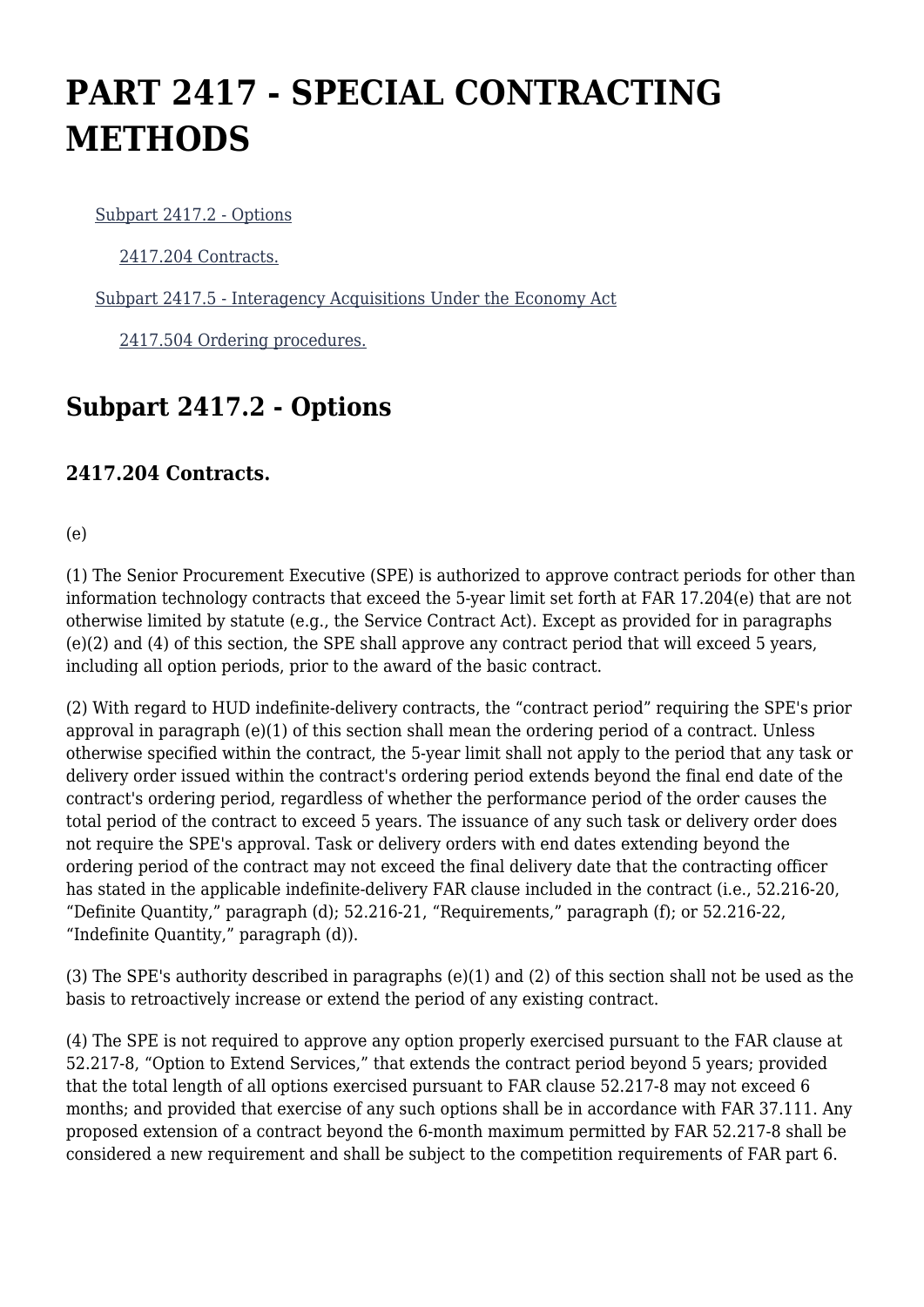# PART 2417 - SPECIAL CONTRACTING METHODS

- Subpart 2417.2 - Options
  - 2417.204 Contracts.
- Subpart 2417.5 - Interagency Acquisitions Under the Economy Act
  - 2417.504 Ordering procedures.

## Subpart 2417.2 - Options

### 2417.204 Contracts.

(e)

(1) The Senior Procurement Executive (SPE) is authorized to approve contract periods for other than information technology contracts that exceed the 5-year limit set forth at FAR 17.204(e) that are not otherwise limited by statute (e.g., the Service Contract Act). Except as provided for in paragraphs (e)(2) and (4) of this section, the SPE shall approve any contract period that will exceed 5 years, including all option periods, prior to the award of the basic contract.

(2) With regard to HUD indefinite-delivery contracts, the “contract period” requiring the SPE's prior approval in paragraph (e)(1) of this section shall mean the ordering period of a contract. Unless otherwise specified within the contract, the 5-year limit shall not apply to the period that any task or delivery order issued within the contract's ordering period extends beyond the final end date of the contract's ordering period, regardless of whether the performance period of the order causes the total period of the contract to exceed 5 years. The issuance of any such task or delivery order does not require the SPE's approval. Task or delivery orders with end dates extending beyond the ordering period of the contract may not exceed the final delivery date that the contracting officer has stated in the applicable indefinite-delivery FAR clause included in the contract (i.e., 52.216-20, “Definite Quantity,” paragraph (d); 52.216-21, “Requirements,” paragraph (f); or 52.216-22, “Indefinite Quantity,” paragraph (d)).

(3) The SPE's authority described in paragraphs (e)(1) and (2) of this section shall not be used as the basis to retroactively increase or extend the period of any existing contract.

(4) The SPE is not required to approve any option properly exercised pursuant to the FAR clause at 52.217-8, “Option to Extend Services,” that extends the contract period beyond 5 years; provided that the total length of all options exercised pursuant to FAR clause 52.217-8 may not exceed 6 months; and provided that exercise of any such options shall be in accordance with FAR 37.111. Any proposed extension of a contract beyond the 6-month maximum permitted by FAR 52.217-8 shall be considered a new requirement and shall be subject to the competition requirements of FAR part 6.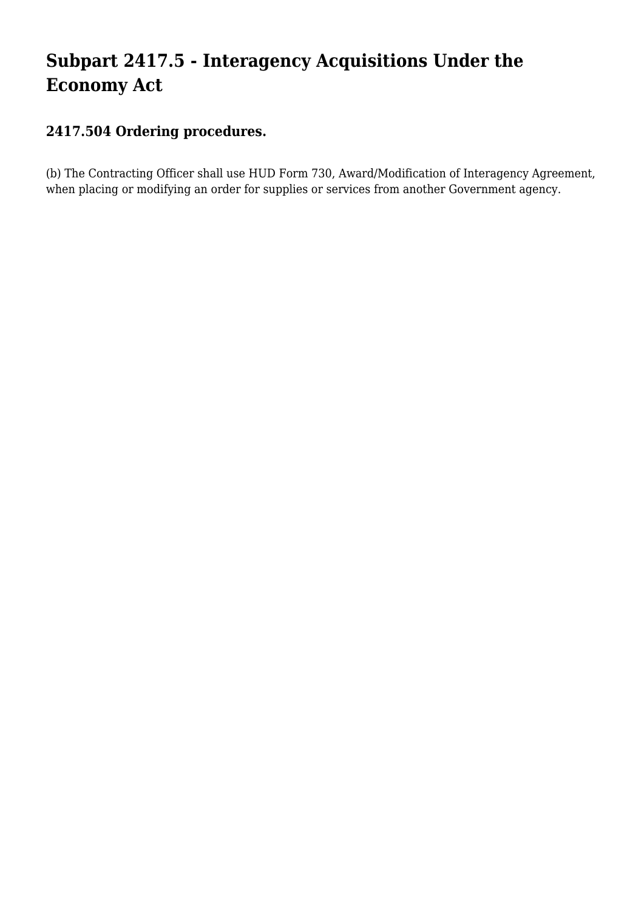## Subpart 2417.5 - Interagency Acquisitions Under the Economy Act

### 2417.504 Ordering procedures.

(b) The Contracting Officer shall use HUD Form 730, Award/Modification of Interagency Agreement, when placing or modifying an order for supplies or services from another Government agency.